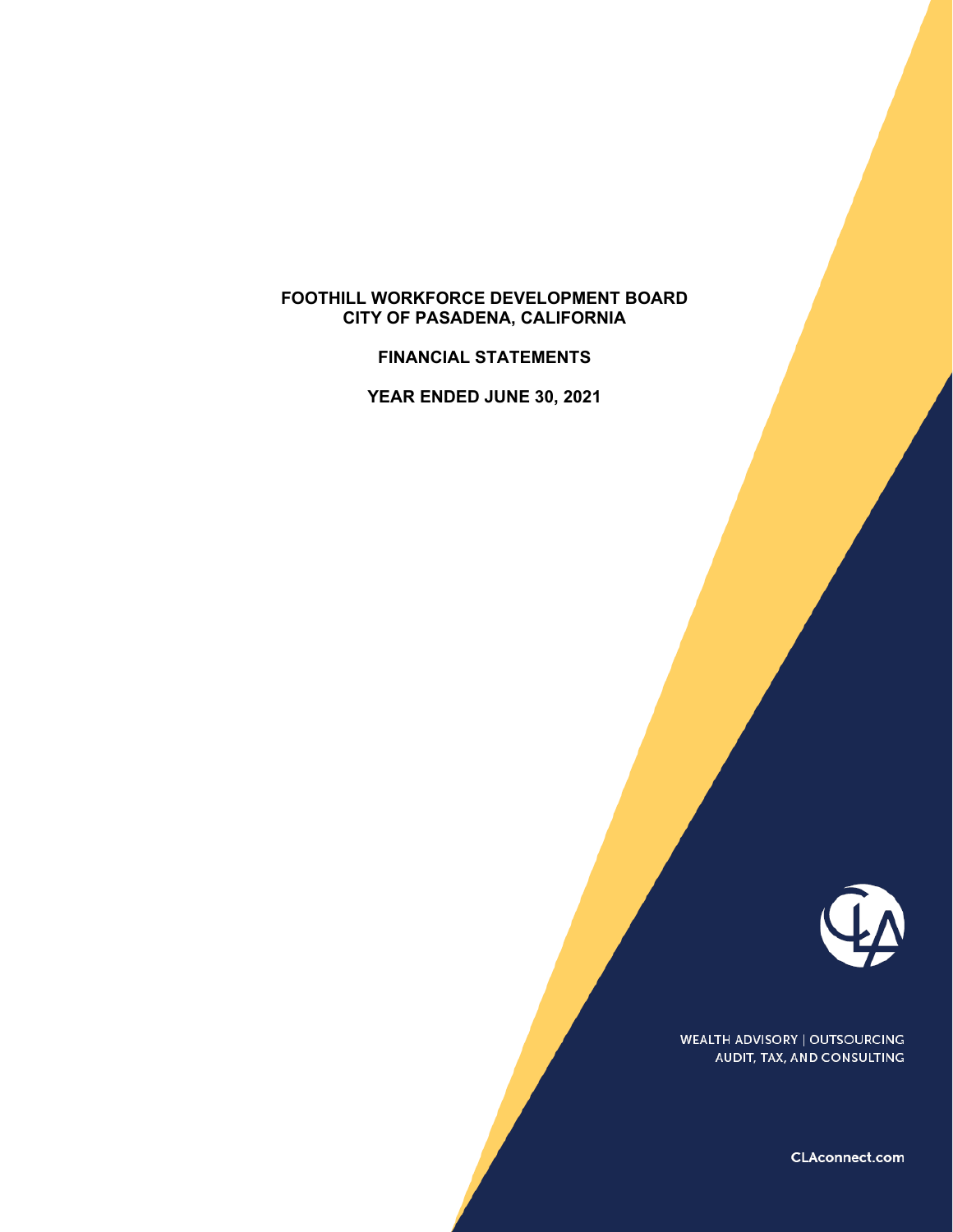# FOOTHILL WORKFORCE DEVELOPMENT BOARD
# CITY OF PASADENA, CALIFORNIA

## FINANCIAL STATEMENTS

## YEAR ENDED JUNE 30, 2021

WEALTH ADVISORY | OUTSOURCING
AUDIT, TAX, AND CONSULTING

CLAconnect.com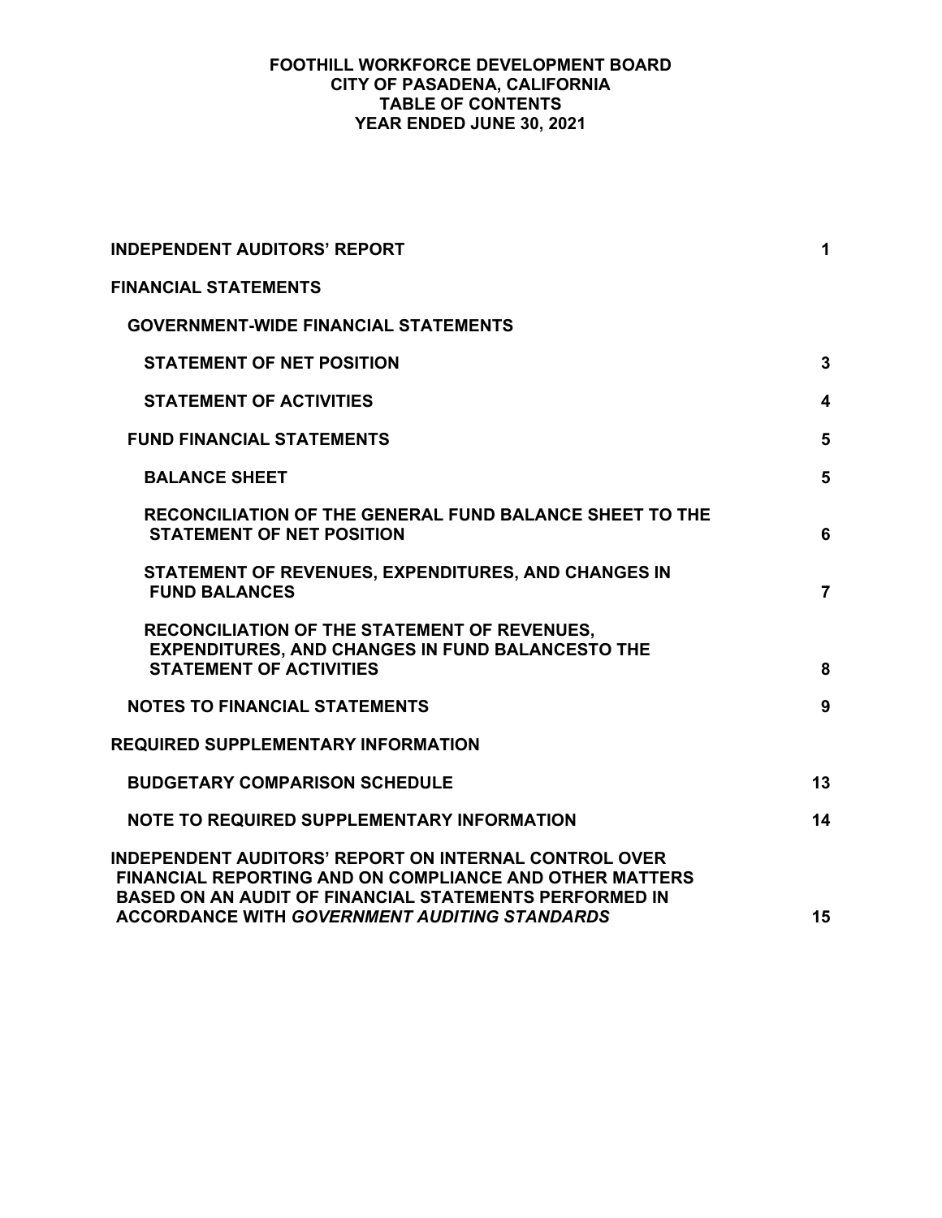# FOOTHILL WORKFORCE DEVELOPMENT BOARD
## CITY OF PASADENA, CALIFORNIA
## TABLE OF CONTENTS
## YEAR ENDED JUNE 30, 2021

| | |
|---|---|
| **INDEPENDENT AUDITORS' REPORT** | **1** |
| **FINANCIAL STATEMENTS** | |
| **GOVERNMENT-WIDE FINANCIAL STATEMENTS** | |
| **STATEMENT OF NET POSITION** | **3** |
| **STATEMENT OF ACTIVITIES** | **4** |
| **FUND FINANCIAL STATEMENTS** | **5** |
| **BALANCE SHEET** | **5** |
| **RECONCILIATION OF THE GENERAL FUND BALANCE SHEET TO THE STATEMENT OF NET POSITION** | **6** |
| **STATEMENT OF REVENUES, EXPENDITURES, AND CHANGES IN FUND BALANCES** | **7** |
| **RECONCILIATION OF THE STATEMENT OF REVENUES, EXPENDITURES, AND CHANGES IN FUND BALANCESTO THE STATEMENT OF ACTIVITIES** | **8** |
| **NOTES TO FINANCIAL STATEMENTS** | **9** |
| **REQUIRED SUPPLEMENTARY INFORMATION** | |
| **BUDGETARY COMPARISON SCHEDULE** | **13** |
| **NOTE TO REQUIRED SUPPLEMENTARY INFORMATION** | **14** |
| **INDEPENDENT AUDITORS' REPORT ON INTERNAL CONTROL OVER FINANCIAL REPORTING AND ON COMPLIANCE AND OTHER MATTERS BASED ON AN AUDIT OF FINANCIAL STATEMENTS PERFORMED IN ACCORDANCE WITH *GOVERNMENT AUDITING STANDARDS*** | **15** |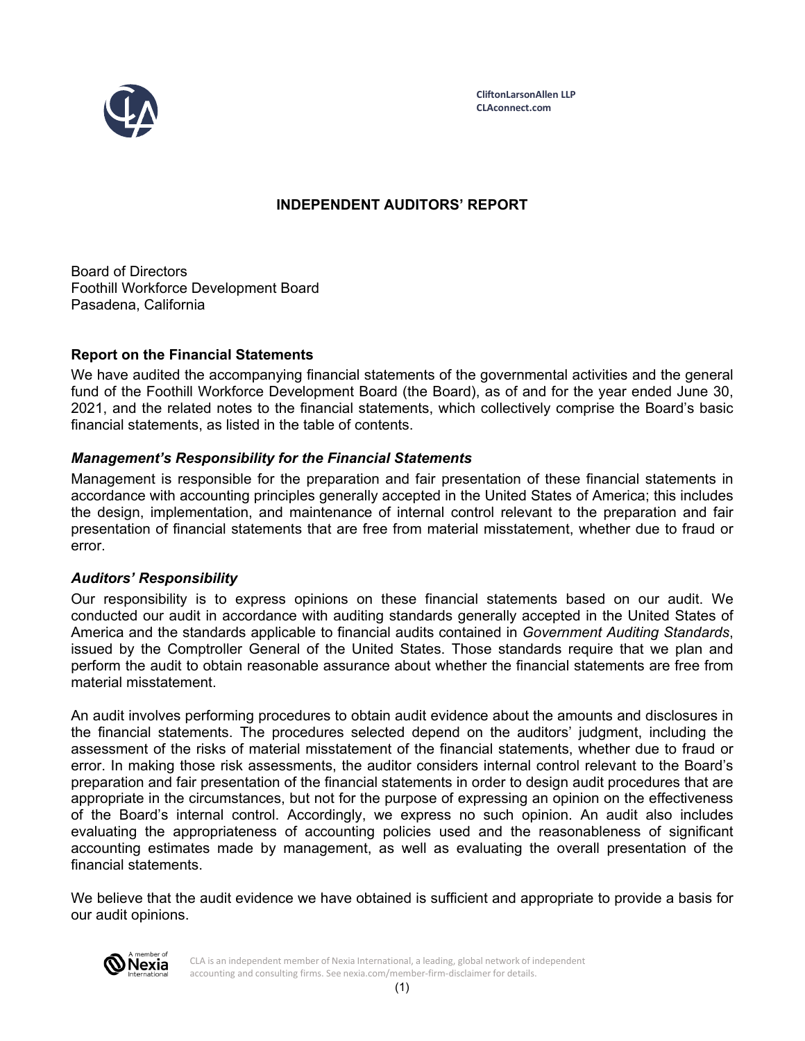CliftonLarsonAllen LLP
CLAconnect.com

# INDEPENDENT AUDITORS' REPORT

Board of Directors
Foothill Workforce Development Board
Pasadena, California

## Report on the Financial Statements

We have audited the accompanying financial statements of the governmental activities and the general fund of the Foothill Workforce Development Board (the Board), as of and for the year ended June 30, 2021, and the related notes to the financial statements, which collectively comprise the Board's basic financial statements, as listed in the table of contents.

### *Management's Responsibility for the Financial Statements*

Management is responsible for the preparation and fair presentation of these financial statements in accordance with accounting principles generally accepted in the United States of America; this includes the design, implementation, and maintenance of internal control relevant to the preparation and fair presentation of financial statements that are free from material misstatement, whether due to fraud or error.

### *Auditors' Responsibility*

Our responsibility is to express opinions on these financial statements based on our audit. We conducted our audit in accordance with auditing standards generally accepted in the United States of America and the standards applicable to financial audits contained in *Government Auditing Standards*, issued by the Comptroller General of the United States. Those standards require that we plan and perform the audit to obtain reasonable assurance about whether the financial statements are free from material misstatement.

An audit involves performing procedures to obtain audit evidence about the amounts and disclosures in the financial statements. The procedures selected depend on the auditors' judgment, including the assessment of the risks of material misstatement of the financial statements, whether due to fraud or error. In making those risk assessments, the auditor considers internal control relevant to the Board's preparation and fair presentation of the financial statements in order to design audit procedures that are appropriate in the circumstances, but not for the purpose of expressing an opinion on the effectiveness of the Board's internal control. Accordingly, we express no such opinion. An audit also includes evaluating the appropriateness of accounting policies used and the reasonableness of significant accounting estimates made by management, as well as evaluating the overall presentation of the financial statements.

We believe that the audit evidence we have obtained is sufficient and appropriate to provide a basis for our audit opinions.

CLA is an independent member of Nexia International, a leading, global network of independent accounting and consulting firms. See nexia.com/member-firm-disclaimer for details.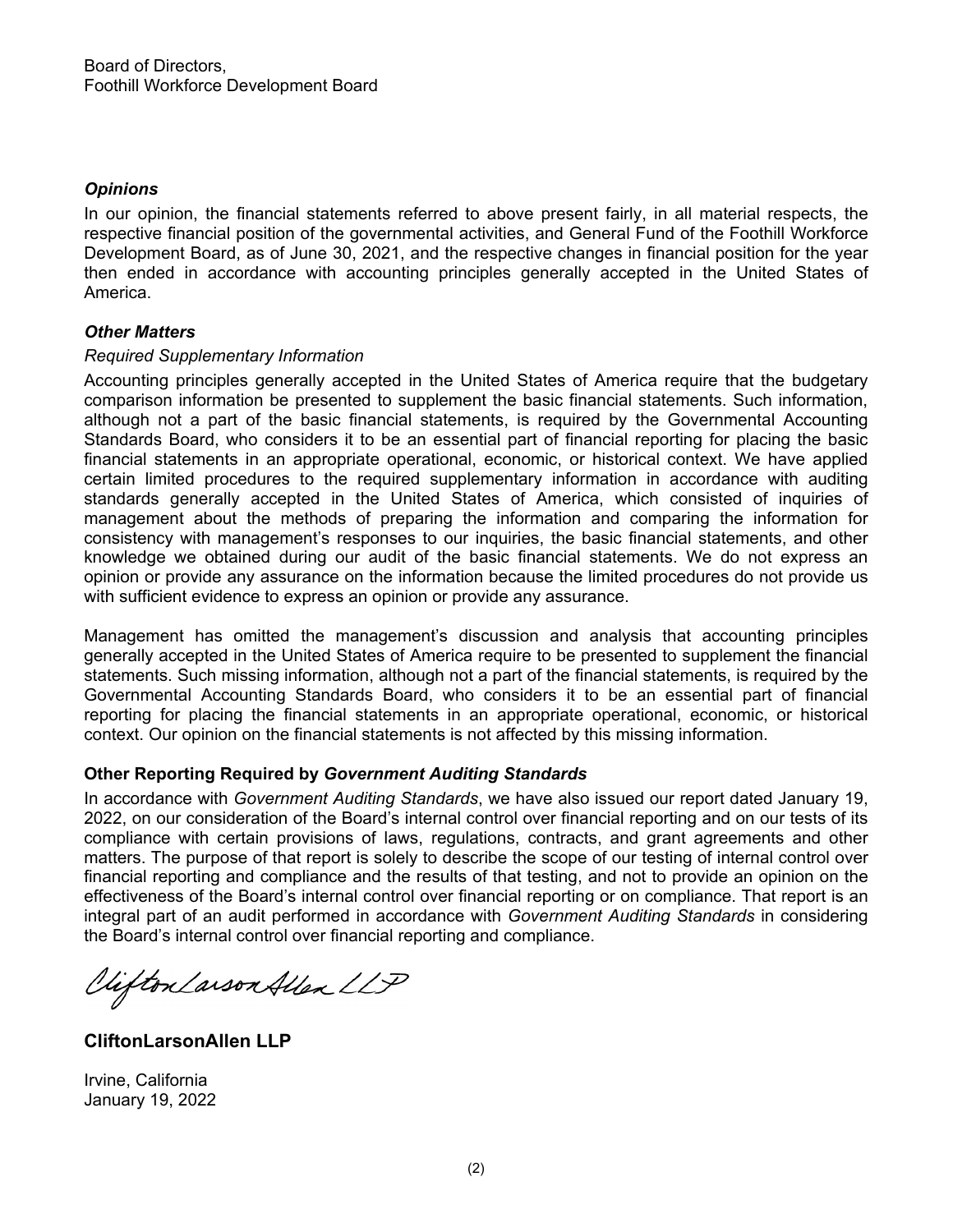Board of Directors,
Foothill Workforce Development Board

### *Opinions*

In our opinion, the financial statements referred to above present fairly, in all material respects, the respective financial position of the governmental activities, and General Fund of the Foothill Workforce Development Board, as of June 30, 2021, and the respective changes in financial position for the year then ended in accordance with accounting principles generally accepted in the United States of America.

### *Other Matters*

*Required Supplementary Information*

Accounting principles generally accepted in the United States of America require that the budgetary comparison information be presented to supplement the basic financial statements. Such information, although not a part of the basic financial statements, is required by the Governmental Accounting Standards Board, who considers it to be an essential part of financial reporting for placing the basic financial statements in an appropriate operational, economic, or historical context. We have applied certain limited procedures to the required supplementary information in accordance with auditing standards generally accepted in the United States of America, which consisted of inquiries of management about the methods of preparing the information and comparing the information for consistency with management's responses to our inquiries, the basic financial statements, and other knowledge we obtained during our audit of the basic financial statements. We do not express an opinion or provide any assurance on the information because the limited procedures do not provide us with sufficient evidence to express an opinion or provide any assurance.

Management has omitted the management's discussion and analysis that accounting principles generally accepted in the United States of America require to be presented to supplement the financial statements. Such missing information, although not a part of the financial statements, is required by the Governmental Accounting Standards Board, who considers it to be an essential part of financial reporting for placing the financial statements in an appropriate operational, economic, or historical context. Our opinion on the financial statements is not affected by this missing information.

### Other Reporting Required by *Government Auditing Standards*

In accordance with *Government Auditing Standards*, we have also issued our report dated January 19, 2022, on our consideration of the Board's internal control over financial reporting and on our tests of its compliance with certain provisions of laws, regulations, contracts, and grant agreements and other matters. The purpose of that report is solely to describe the scope of our testing of internal control over financial reporting and compliance and the results of that testing, and not to provide an opinion on the effectiveness of the Board's internal control over financial reporting or on compliance. That report is an integral part of an audit performed in accordance with *Government Auditing Standards* in considering the Board's internal control over financial reporting and compliance.

CliftonLarsonAllen LLP

**CliftonLarsonAllen LLP**

Irvine, California
January 19, 2022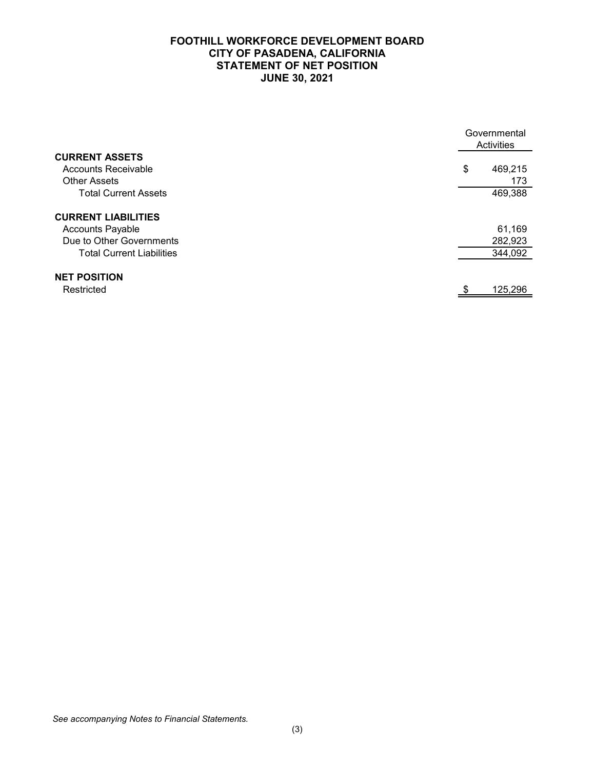# FOOTHILL WORKFORCE DEVELOPMENT BOARD
## CITY OF PASADENA, CALIFORNIA
## STATEMENT OF NET POSITION
## JUNE 30, 2021

| | Governmental Activities |
|---|---|
| **CURRENT ASSETS** | |
| Accounts Receivable | $ 469,215 |
| Other Assets | 173 |
| Total Current Assets | 469,388 |
| **CURRENT LIABILITIES** | |
| Accounts Payable | 61,169 |
| Due to Other Governments | 282,923 |
| Total Current Liabilities | 344,092 |
| **NET POSITION** | |
| Restricted | $ 125,296 |

*See accompanying Notes to Financial Statements.*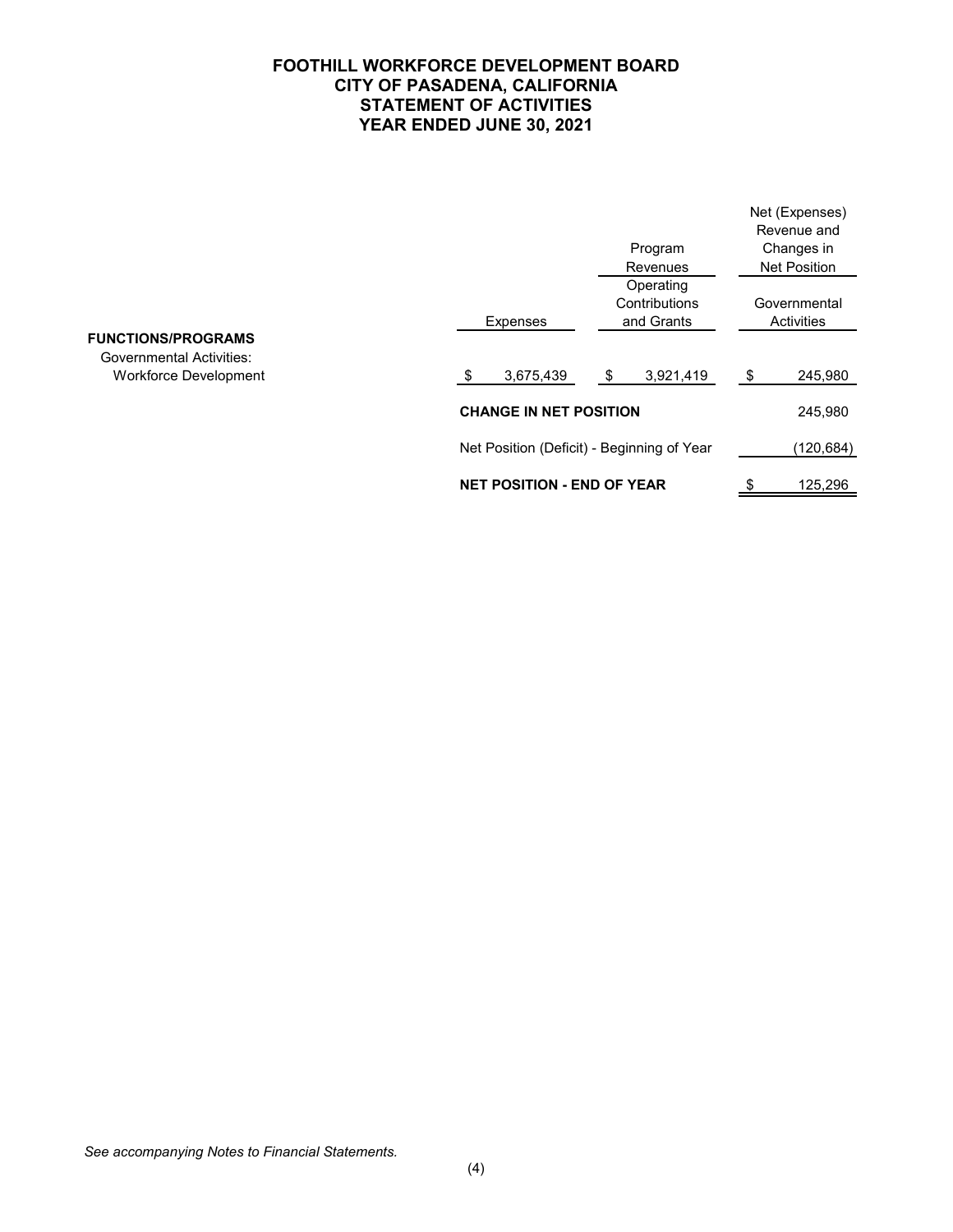# FOOTHILL WORKFORCE DEVELOPMENT BOARD
## CITY OF PASADENA, CALIFORNIA
## STATEMENT OF ACTIVITIES
## YEAR ENDED JUNE 30, 2021

| | Expenses | Program Revenues<br>Operating Contributions and Grants | Net (Expenses) Revenue and Changes in Net Position<br>Governmental Activities |
|---|---|---|---|
| **FUNCTIONS/PROGRAMS** | | | |
| Governmental Activities: | | | |
| Workforce Development | $ 3,675,439 | $ 3,921,419 | $ 245,980 |
| **CHANGE IN NET POSITION** | | | 245,980 |
| Net Position (Deficit) - Beginning of Year | | | (120,684) |
| **NET POSITION - END OF YEAR** | | | $ 125,296 |

*See accompanying Notes to Financial Statements.*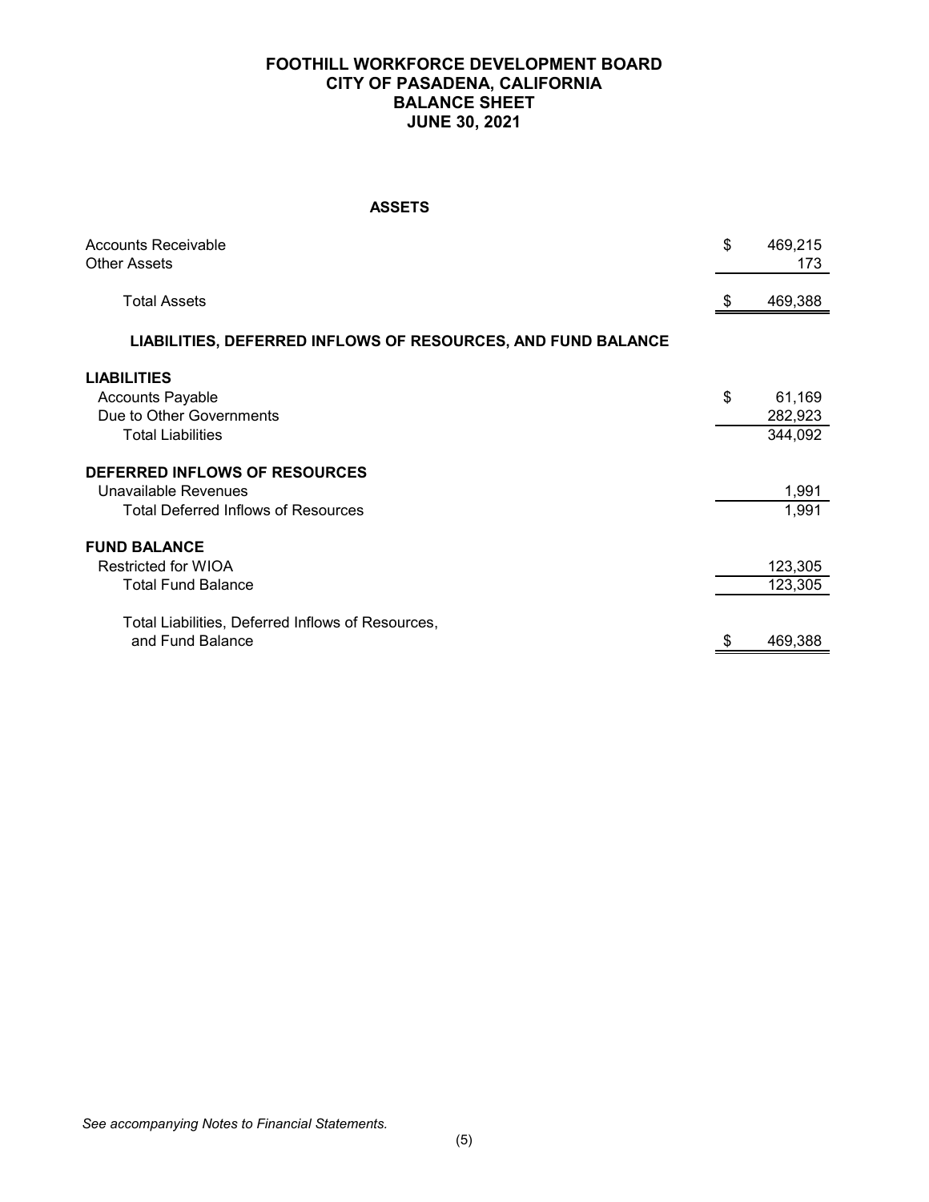# FOOTHILL WORKFORCE DEVELOPMENT BOARD
## CITY OF PASADENA, CALIFORNIA
## BALANCE SHEET
## JUNE 30, 2021

### ASSETS

| | |
|---|---|
| Accounts Receivable | $ 469,215 |
| Other Assets | 173 |
| Total Assets | $ 469,388 |

### LIABILITIES, DEFERRED INFLOWS OF RESOURCES, AND FUND BALANCE

| | |
|---|---|
| **LIABILITIES** | |
| Accounts Payable | $ 61,169 |
| Due to Other Governments | 282,923 |
| Total Liabilities | 344,092 |
| **DEFERRED INFLOWS OF RESOURCES** | |
| Unavailable Revenues | 1,991 |
| Total Deferred Inflows of Resources | 1,991 |
| **FUND BALANCE** | |
| Restricted for WIOA | 123,305 |
| Total Fund Balance | 123,305 |
| Total Liabilities, Deferred Inflows of Resources, and Fund Balance | $ 469,388 |

*See accompanying Notes to Financial Statements.*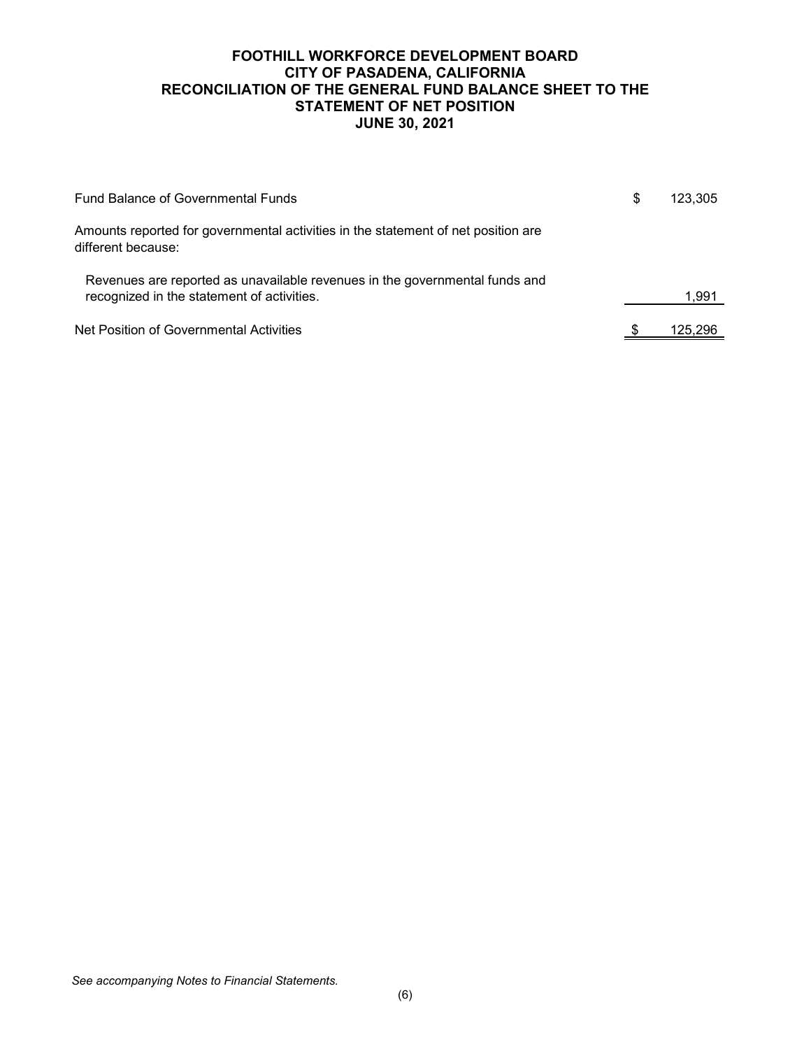# FOOTHILL WORKFORCE DEVELOPMENT BOARD
## CITY OF PASADENA, CALIFORNIA
## RECONCILIATION OF THE GENERAL FUND BALANCE SHEET TO THE STATEMENT OF NET POSITION
## JUNE 30, 2021

| | |
|---|---|
| Fund Balance of Governmental Funds | $ 123,305 |
| Amounts reported for governmental activities in the statement of net position are different because: | |
| Revenues are reported as unavailable revenues in the governmental funds and recognized in the statement of activities. | 1,991 |
| Net Position of Governmental Activities | $ 125,296 |

*See accompanying Notes to Financial Statements.*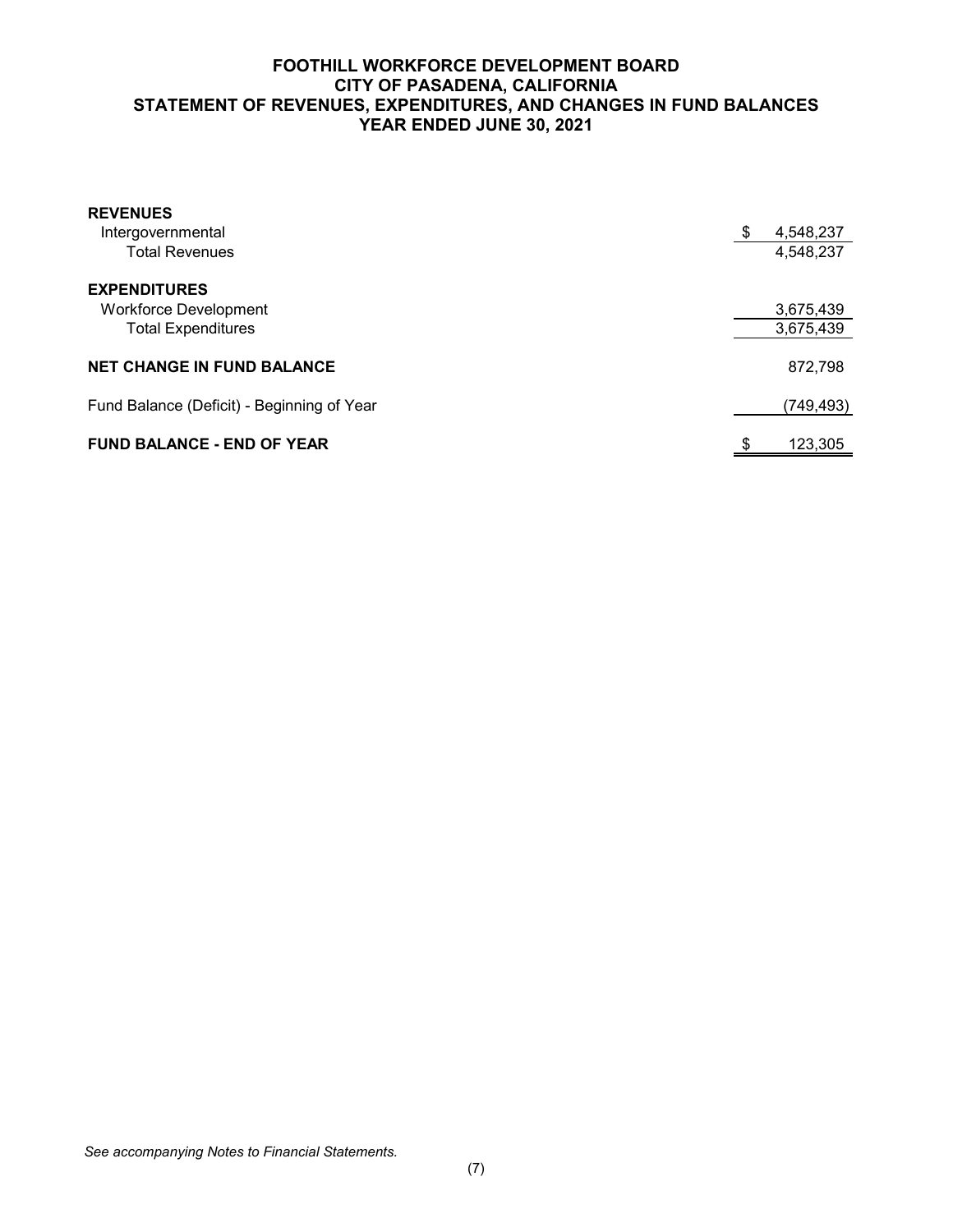# FOOTHILL WORKFORCE DEVELOPMENT BOARD
## CITY OF PASADENA, CALIFORNIA
## STATEMENT OF REVENUES, EXPENDITURES, AND CHANGES IN FUND BALANCES
## YEAR ENDED JUNE 30, 2021

| | |
|---|---|
| **REVENUES** | |
| Intergovernmental | $ 4,548,237 |
| Total Revenues | 4,548,237 |
| **EXPENDITURES** | |
| Workforce Development | 3,675,439 |
| Total Expenditures | 3,675,439 |
| **NET CHANGE IN FUND BALANCE** | 872,798 |
| Fund Balance (Deficit) - Beginning of Year | (749,493) |
| **FUND BALANCE - END OF YEAR** | $ 123,305 |

*See accompanying Notes to Financial Statements.*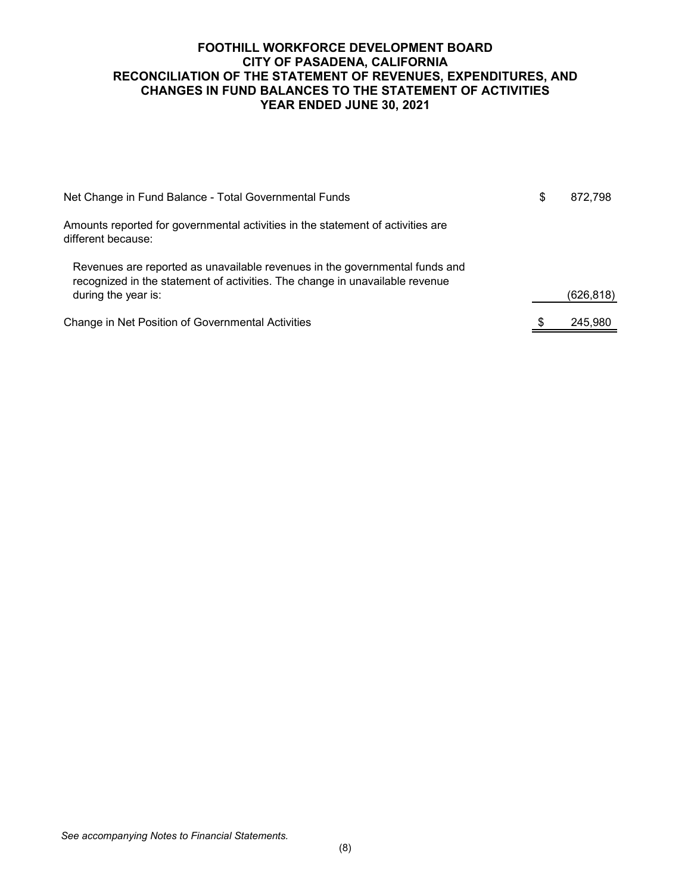# FOOTHILL WORKFORCE DEVELOPMENT BOARD
## CITY OF PASADENA, CALIFORNIA
## RECONCILIATION OF THE STATEMENT OF REVENUES, EXPENDITURES, AND CHANGES IN FUND BALANCES TO THE STATEMENT OF ACTIVITIES
## YEAR ENDED JUNE 30, 2021

| | |
|---|---|
| Net Change in Fund Balance - Total Governmental Funds | $ 872,798 |
| Amounts reported for governmental activities in the statement of activities are different because: | |
| Revenues are reported as unavailable revenues in the governmental funds and recognized in the statement of activities. The change in unavailable revenue during the year is: | (626,818) |
| Change in Net Position of Governmental Activities | $ 245,980 |

*See accompanying Notes to Financial Statements.*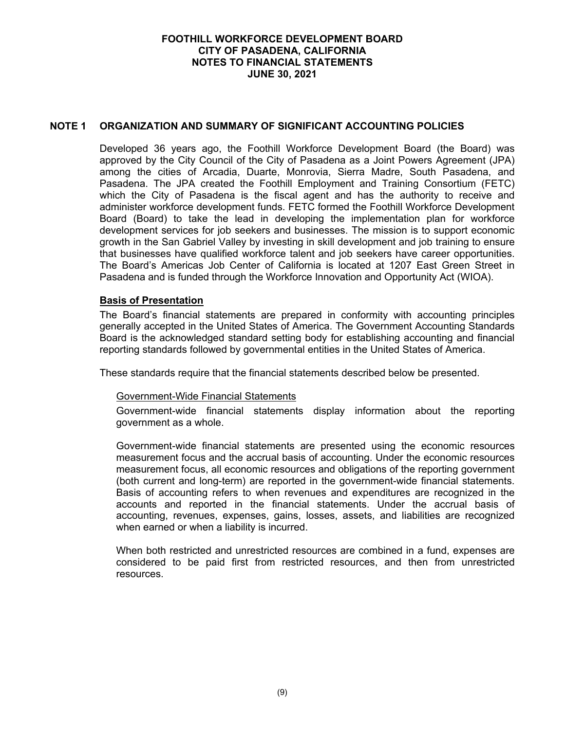# FOOTHILL WORKFORCE DEVELOPMENT BOARD
# CITY OF PASADENA, CALIFORNIA
# NOTES TO FINANCIAL STATEMENTS
# JUNE 30, 2021

## NOTE 1 ORGANIZATION AND SUMMARY OF SIGNIFICANT ACCOUNTING POLICIES

Developed 36 years ago, the Foothill Workforce Development Board (the Board) was approved by the City Council of the City of Pasadena as a Joint Powers Agreement (JPA) among the cities of Arcadia, Duarte, Monrovia, Sierra Madre, South Pasadena, and Pasadena. The JPA created the Foothill Employment and Training Consortium (FETC) which the City of Pasadena is the fiscal agent and has the authority to receive and administer workforce development funds. FETC formed the Foothill Workforce Development Board (Board) to take the lead in developing the implementation plan for workforce development services for job seekers and businesses. The mission is to support economic growth in the San Gabriel Valley by investing in skill development and job training to ensure that businesses have qualified workforce talent and job seekers have career opportunities. The Board's Americas Job Center of California is located at 1207 East Green Street in Pasadena and is funded through the Workforce Innovation and Opportunity Act (WIOA).

### Basis of Presentation

The Board's financial statements are prepared in conformity with accounting principles generally accepted in the United States of America. The Government Accounting Standards Board is the acknowledged standard setting body for establishing accounting and financial reporting standards followed by governmental entities in the United States of America.

These standards require that the financial statements described below be presented.

#### Government-Wide Financial Statements

Government-wide financial statements display information about the reporting government as a whole.

Government-wide financial statements are presented using the economic resources measurement focus and the accrual basis of accounting. Under the economic resources measurement focus, all economic resources and obligations of the reporting government (both current and long-term) are reported in the government-wide financial statements. Basis of accounting refers to when revenues and expenditures are recognized in the accounts and reported in the financial statements. Under the accrual basis of accounting, revenues, expenses, gains, losses, assets, and liabilities are recognized when earned or when a liability is incurred.

When both restricted and unrestricted resources are combined in a fund, expenses are considered to be paid first from restricted resources, and then from unrestricted resources.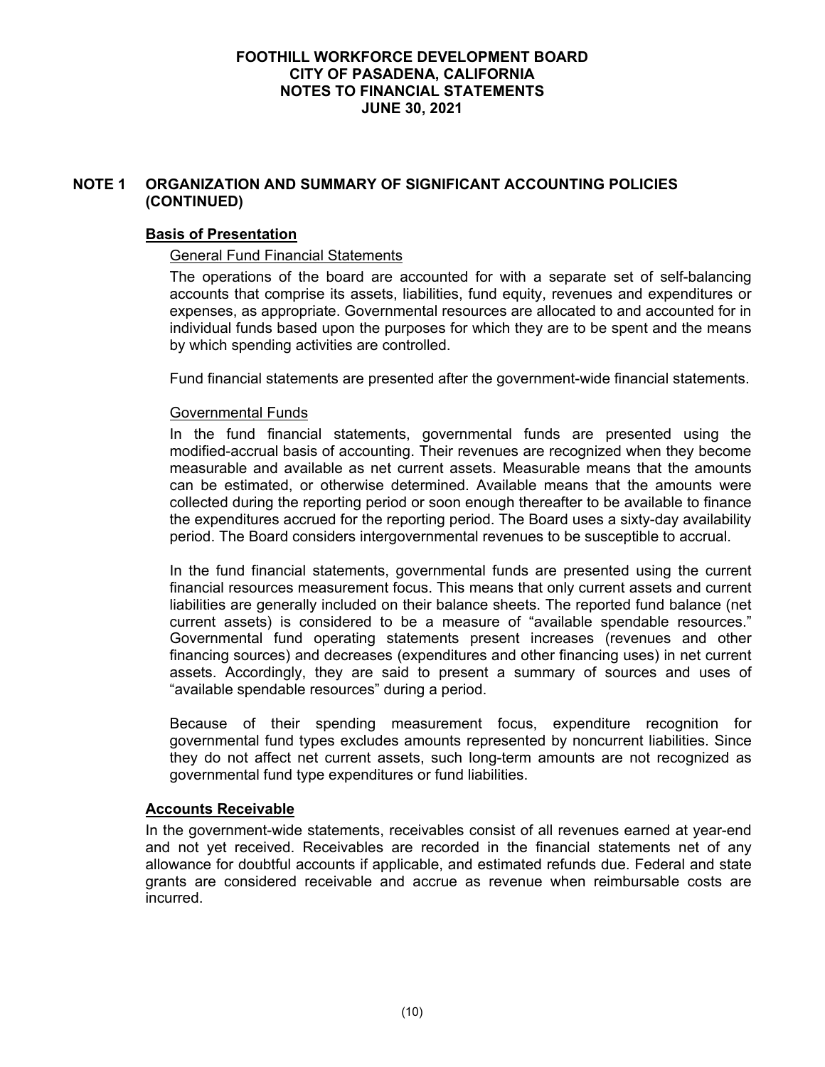## NOTE 1 ORGANIZATION AND SUMMARY OF SIGNIFICANT ACCOUNTING POLICIES (CONTINUED)

### Basis of Presentation

General Fund Financial Statements

The operations of the board are accounted for with a separate set of self-balancing accounts that comprise its assets, liabilities, fund equity, revenues and expenditures or expenses, as appropriate. Governmental resources are allocated to and accounted for in individual funds based upon the purposes for which they are to be spent and the means by which spending activities are controlled.

Fund financial statements are presented after the government-wide financial statements.

Governmental Funds

In the fund financial statements, governmental funds are presented using the modified-accrual basis of accounting. Their revenues are recognized when they become measurable and available as net current assets. Measurable means that the amounts can be estimated, or otherwise determined. Available means that the amounts were collected during the reporting period or soon enough thereafter to be available to finance the expenditures accrued for the reporting period. The Board uses a sixty-day availability period. The Board considers intergovernmental revenues to be susceptible to accrual.

In the fund financial statements, governmental funds are presented using the current financial resources measurement focus. This means that only current assets and current liabilities are generally included on their balance sheets. The reported fund balance (net current assets) is considered to be a measure of "available spendable resources." Governmental fund operating statements present increases (revenues and other financing sources) and decreases (expenditures and other financing uses) in net current assets. Accordingly, they are said to present a summary of sources and uses of "available spendable resources" during a period.

Because of their spending measurement focus, expenditure recognition for governmental fund types excludes amounts represented by noncurrent liabilities. Since they do not affect net current assets, such long-term amounts are not recognized as governmental fund type expenditures or fund liabilities.

### Accounts Receivable

In the government-wide statements, receivables consist of all revenues earned at year-end and not yet received. Receivables are recorded in the financial statements net of any allowance for doubtful accounts if applicable, and estimated refunds due. Federal and state grants are considered receivable and accrue as revenue when reimbursable costs are incurred.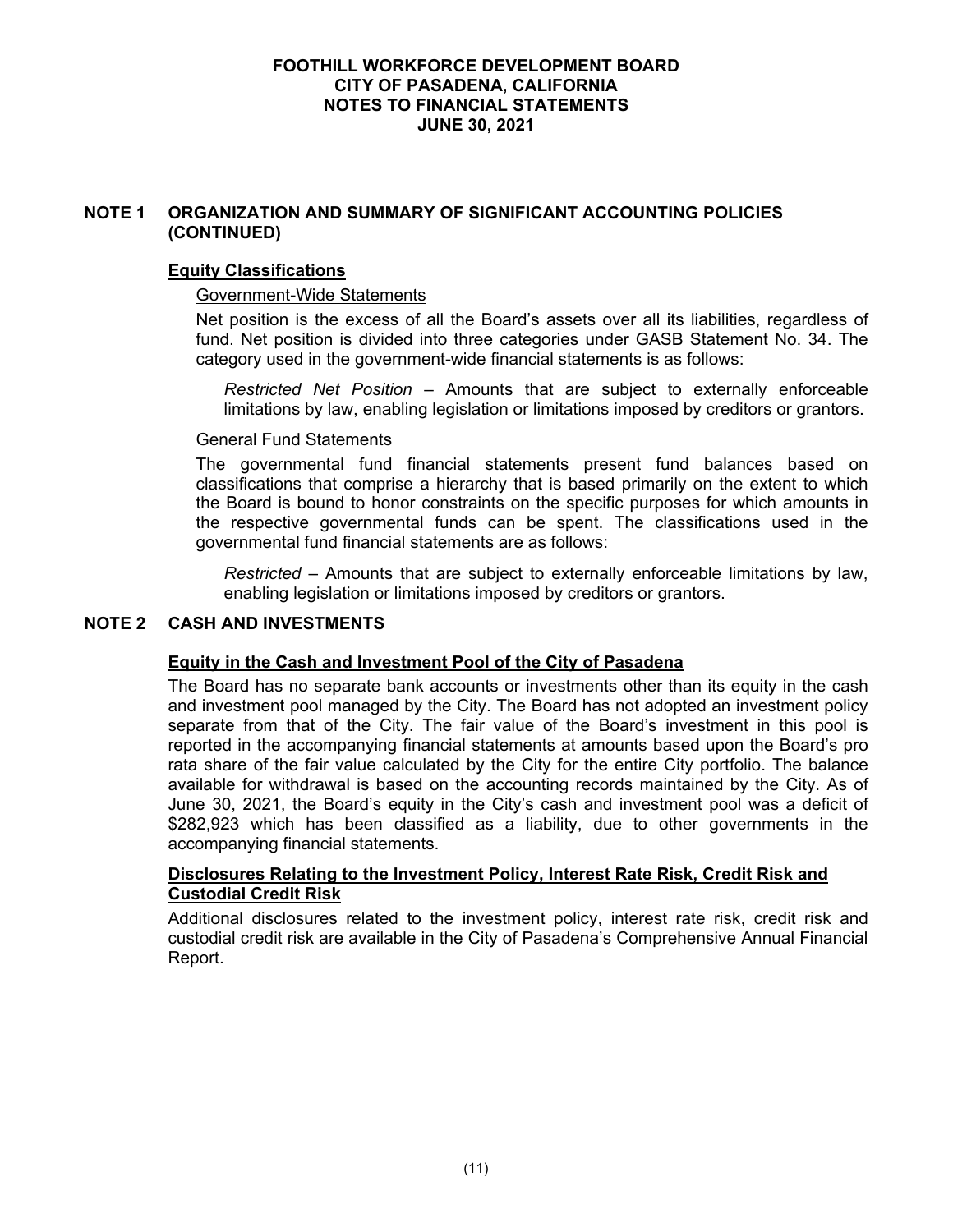# FOOTHILL WORKFORCE DEVELOPMENT BOARD
## CITY OF PASADENA, CALIFORNIA
## NOTES TO FINANCIAL STATEMENTS
## JUNE 30, 2021

## NOTE 1 ORGANIZATION AND SUMMARY OF SIGNIFICANT ACCOUNTING POLICIES (CONTINUED)

### Equity Classifications

Government-Wide Statements

Net position is the excess of all the Board's assets over all its liabilities, regardless of fund. Net position is divided into three categories under GASB Statement No. 34. The category used in the government-wide financial statements is as follows:

*Restricted Net Position* – Amounts that are subject to externally enforceable limitations by law, enabling legislation or limitations imposed by creditors or grantors.

General Fund Statements

The governmental fund financial statements present fund balances based on classifications that comprise a hierarchy that is based primarily on the extent to which the Board is bound to honor constraints on the specific purposes for which amounts in the respective governmental funds can be spent. The classifications used in the governmental fund financial statements are as follows:

*Restricted* – Amounts that are subject to externally enforceable limitations by law, enabling legislation or limitations imposed by creditors or grantors.

## NOTE 2 CASH AND INVESTMENTS

### Equity in the Cash and Investment Pool of the City of Pasadena

The Board has no separate bank accounts or investments other than its equity in the cash and investment pool managed by the City. The Board has not adopted an investment policy separate from that of the City. The fair value of the Board's investment in this pool is reported in the accompanying financial statements at amounts based upon the Board's pro rata share of the fair value calculated by the City for the entire City portfolio. The balance available for withdrawal is based on the accounting records maintained by the City. As of June 30, 2021, the Board's equity in the City's cash and investment pool was a deficit of $282,923 which has been classified as a liability, due to other governments in the accompanying financial statements.

### Disclosures Relating to the Investment Policy, Interest Rate Risk, Credit Risk and Custodial Credit Risk

Additional disclosures related to the investment policy, interest rate risk, credit risk and custodial credit risk are available in the City of Pasadena's Comprehensive Annual Financial Report.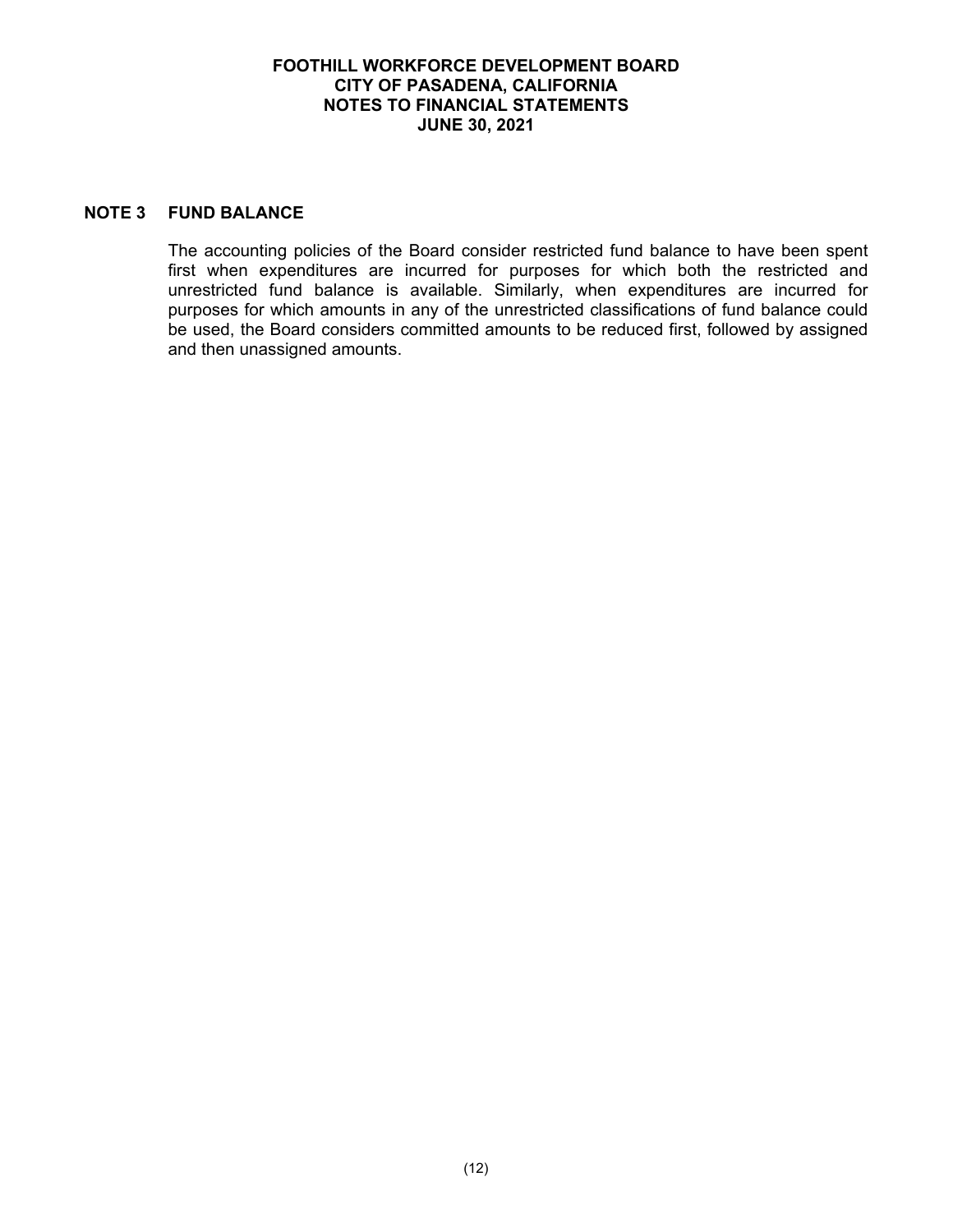## NOTE 3 FUND BALANCE

The accounting policies of the Board consider restricted fund balance to have been spent first when expenditures are incurred for purposes for which both the restricted and unrestricted fund balance is available. Similarly, when expenditures are incurred for purposes for which amounts in any of the unrestricted classifications of fund balance could be used, the Board considers committed amounts to be reduced first, followed by assigned and then unassigned amounts.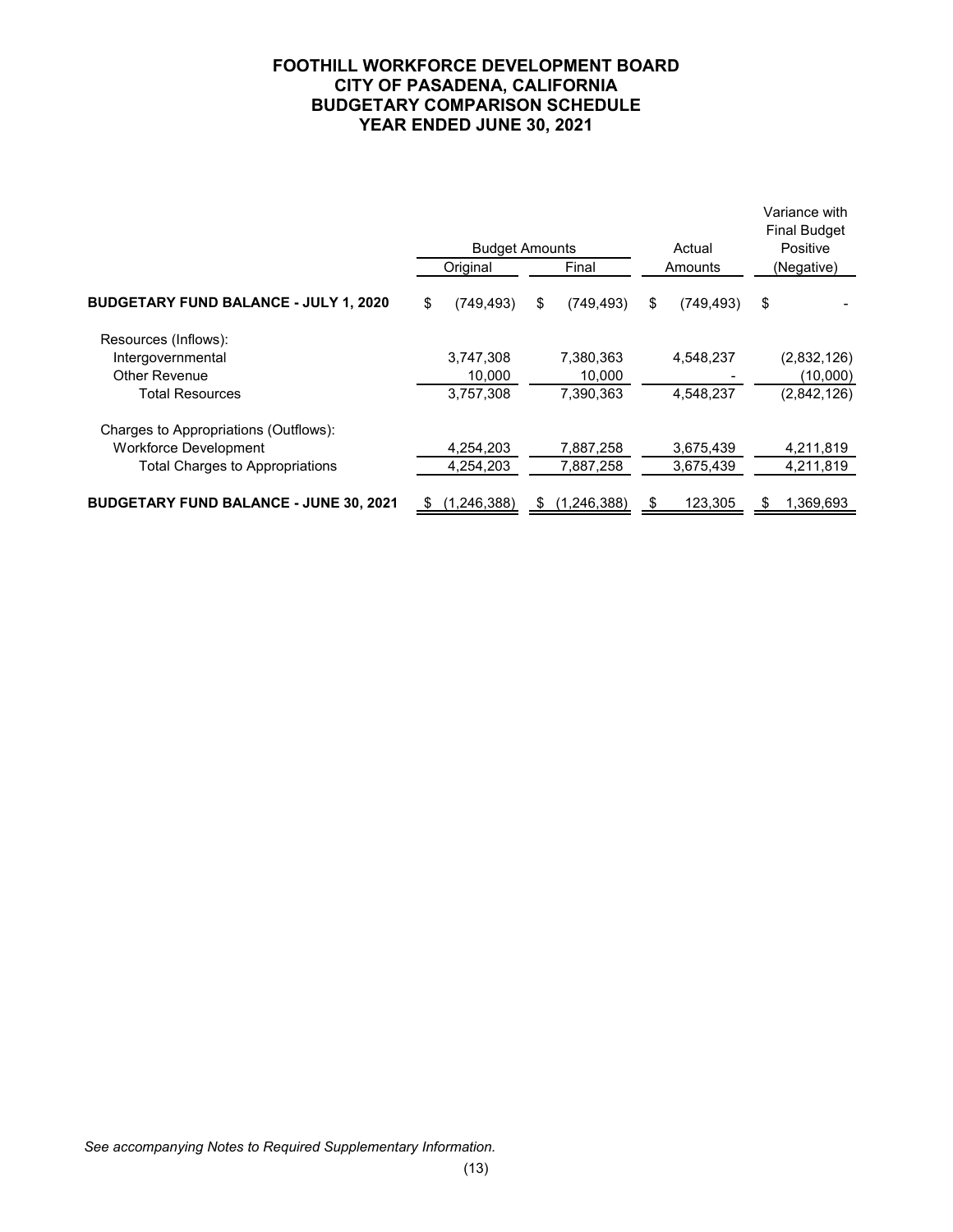# FOOTHILL WORKFORCE DEVELOPMENT BOARD
# CITY OF PASADENA, CALIFORNIA
# BUDGETARY COMPARISON SCHEDULE
# YEAR ENDED JUNE 30, 2021

| | Budget Amounts | | Actual | Variance with Final Budget Positive |
|---|---|---|---|---|
| | Original | Final | Amounts | (Negative) |
| **BUDGETARY FUND BALANCE - JULY 1, 2020** | $ (749,493) | $ (749,493) | $ (749,493) | $ - |
| Resources (Inflows): | | | | |
| Intergovernmental | 3,747,308 | 7,380,363 | 4,548,237 | (2,832,126) |
| Other Revenue | 10,000 | 10,000 | - | (10,000) |
| Total Resources | 3,757,308 | 7,390,363 | 4,548,237 | (2,842,126) |
| Charges to Appropriations (Outflows): | | | | |
| Workforce Development | 4,254,203 | 7,887,258 | 3,675,439 | 4,211,819 |
| Total Charges to Appropriations | 4,254,203 | 7,887,258 | 3,675,439 | 4,211,819 |
| **BUDGETARY FUND BALANCE - JUNE 30, 2021** | $ (1,246,388) | $ (1,246,388) | $ 123,305 | $ 1,369,693 |

*See accompanying Notes to Required Supplementary Information.*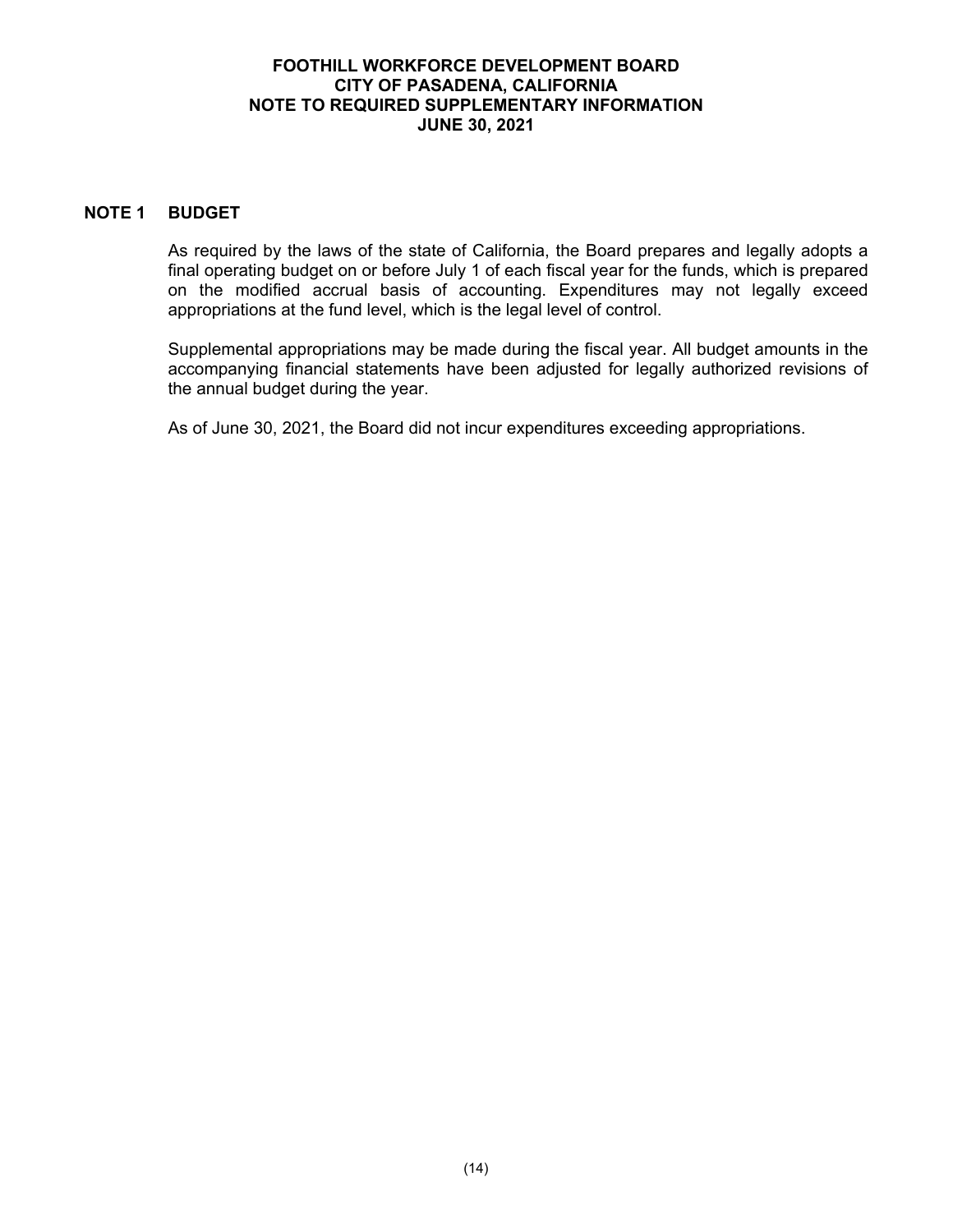# FOOTHILL WORKFORCE DEVELOPMENT BOARD
## CITY OF PASADENA, CALIFORNIA
## NOTE TO REQUIRED SUPPLEMENTARY INFORMATION
## JUNE 30, 2021

### NOTE 1 BUDGET

As required by the laws of the state of California, the Board prepares and legally adopts a final operating budget on or before July 1 of each fiscal year for the funds, which is prepared on the modified accrual basis of accounting. Expenditures may not legally exceed appropriations at the fund level, which is the legal level of control.

Supplemental appropriations may be made during the fiscal year. All budget amounts in the accompanying financial statements have been adjusted for legally authorized revisions of the annual budget during the year.

As of June 30, 2021, the Board did not incur expenditures exceeding appropriations.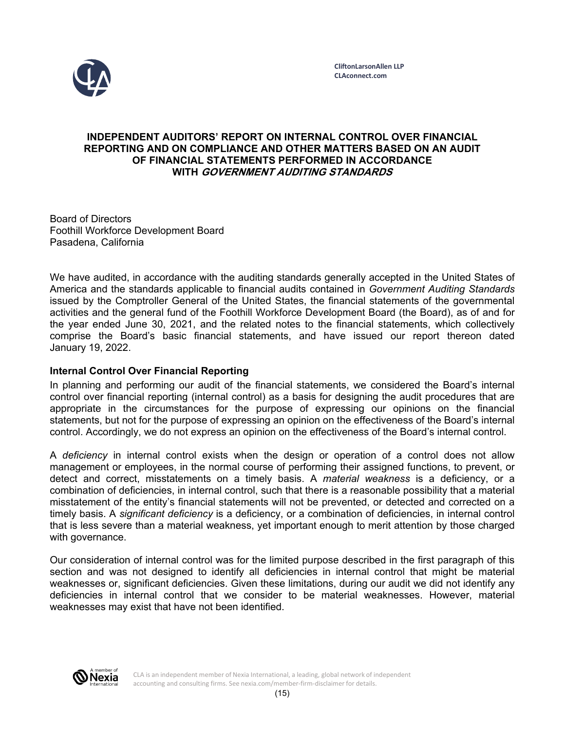CliftonLarsonAllen LLP
CLAconnect.com

# INDEPENDENT AUDITORS' REPORT ON INTERNAL CONTROL OVER FINANCIAL REPORTING AND ON COMPLIANCE AND OTHER MATTERS BASED ON AN AUDIT OF FINANCIAL STATEMENTS PERFORMED IN ACCORDANCE WITH *GOVERNMENT AUDITING STANDARDS*

Board of Directors
Foothill Workforce Development Board
Pasadena, California

We have audited, in accordance with the auditing standards generally accepted in the United States of America and the standards applicable to financial audits contained in *Government Auditing Standards* issued by the Comptroller General of the United States, the financial statements of the governmental activities and the general fund of the Foothill Workforce Development Board (the Board), as of and for the year ended June 30, 2021, and the related notes to the financial statements, which collectively comprise the Board's basic financial statements, and have issued our report thereon dated January 19, 2022.

## Internal Control Over Financial Reporting

In planning and performing our audit of the financial statements, we considered the Board's internal control over financial reporting (internal control) as a basis for designing the audit procedures that are appropriate in the circumstances for the purpose of expressing our opinions on the financial statements, but not for the purpose of expressing an opinion on the effectiveness of the Board's internal control. Accordingly, we do not express an opinion on the effectiveness of the Board's internal control.

A *deficiency* in internal control exists when the design or operation of a control does not allow management or employees, in the normal course of performing their assigned functions, to prevent, or detect and correct, misstatements on a timely basis. A *material weakness* is a deficiency, or a combination of deficiencies, in internal control, such that there is a reasonable possibility that a material misstatement of the entity's financial statements will not be prevented, or detected and corrected on a timely basis. A *significant deficiency* is a deficiency, or a combination of deficiencies, in internal control that is less severe than a material weakness, yet important enough to merit attention by those charged with governance.

Our consideration of internal control was for the limited purpose described in the first paragraph of this section and was not designed to identify all deficiencies in internal control that might be material weaknesses or, significant deficiencies. Given these limitations, during our audit we did not identify any deficiencies in internal control that we consider to be material weaknesses. However, material weaknesses may exist that have not been identified.

CLA is an independent member of Nexia International, a leading, global network of independent accounting and consulting firms. See nexia.com/member-firm-disclaimer for details.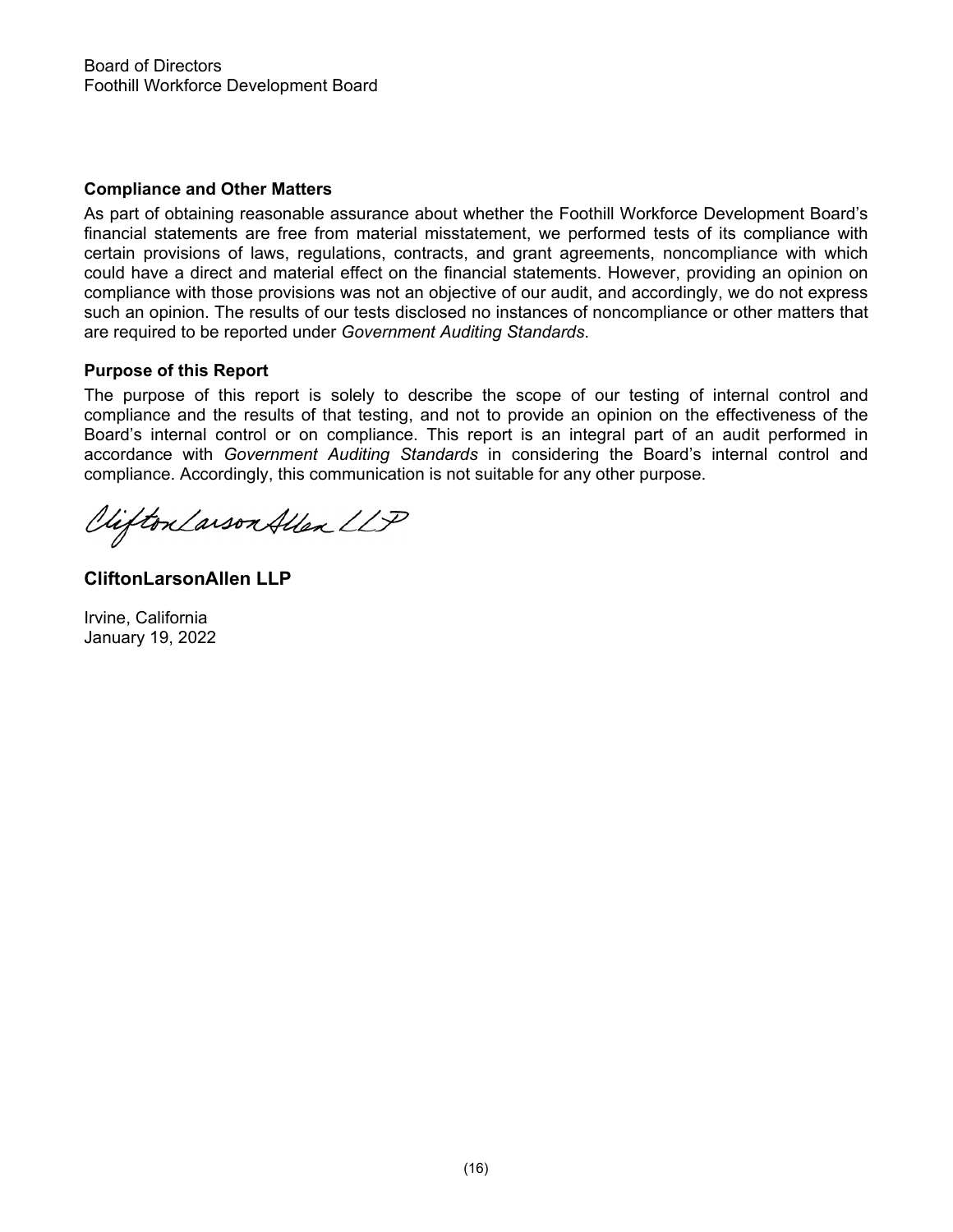Board of Directors
Foothill Workforce Development Board

**Compliance and Other Matters**

As part of obtaining reasonable assurance about whether the Foothill Workforce Development Board's financial statements are free from material misstatement, we performed tests of its compliance with certain provisions of laws, regulations, contracts, and grant agreements, noncompliance with which could have a direct and material effect on the financial statements. However, providing an opinion on compliance with those provisions was not an objective of our audit, and accordingly, we do not express such an opinion. The results of our tests disclosed no instances of noncompliance or other matters that are required to be reported under *Government Auditing Standards*.

**Purpose of this Report**

The purpose of this report is solely to describe the scope of our testing of internal control and compliance and the results of that testing, and not to provide an opinion on the effectiveness of the Board's internal control or on compliance. This report is an integral part of an audit performed in accordance with *Government Auditing Standards* in considering the Board's internal control and compliance. Accordingly, this communication is not suitable for any other purpose.

CliftonLarsonAllen LLP

**CliftonLarsonAllen LLP**

Irvine, California
January 19, 2022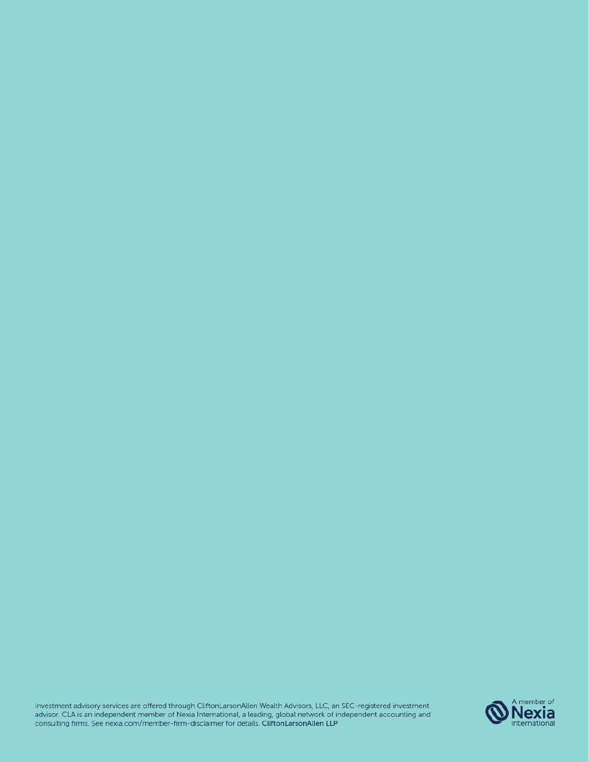Investment advisory services are offered through CliftonLarsonAllen Wealth Advisors, LLC, an SEC-registered investment advisor. CLA is an independent member of Nexia International, a leading, global network of independent accounting and consulting firms. See nexia.com/member-firm-disclaimer for details. **CliftonLarsonAllen LLP**

A member of Nexia International